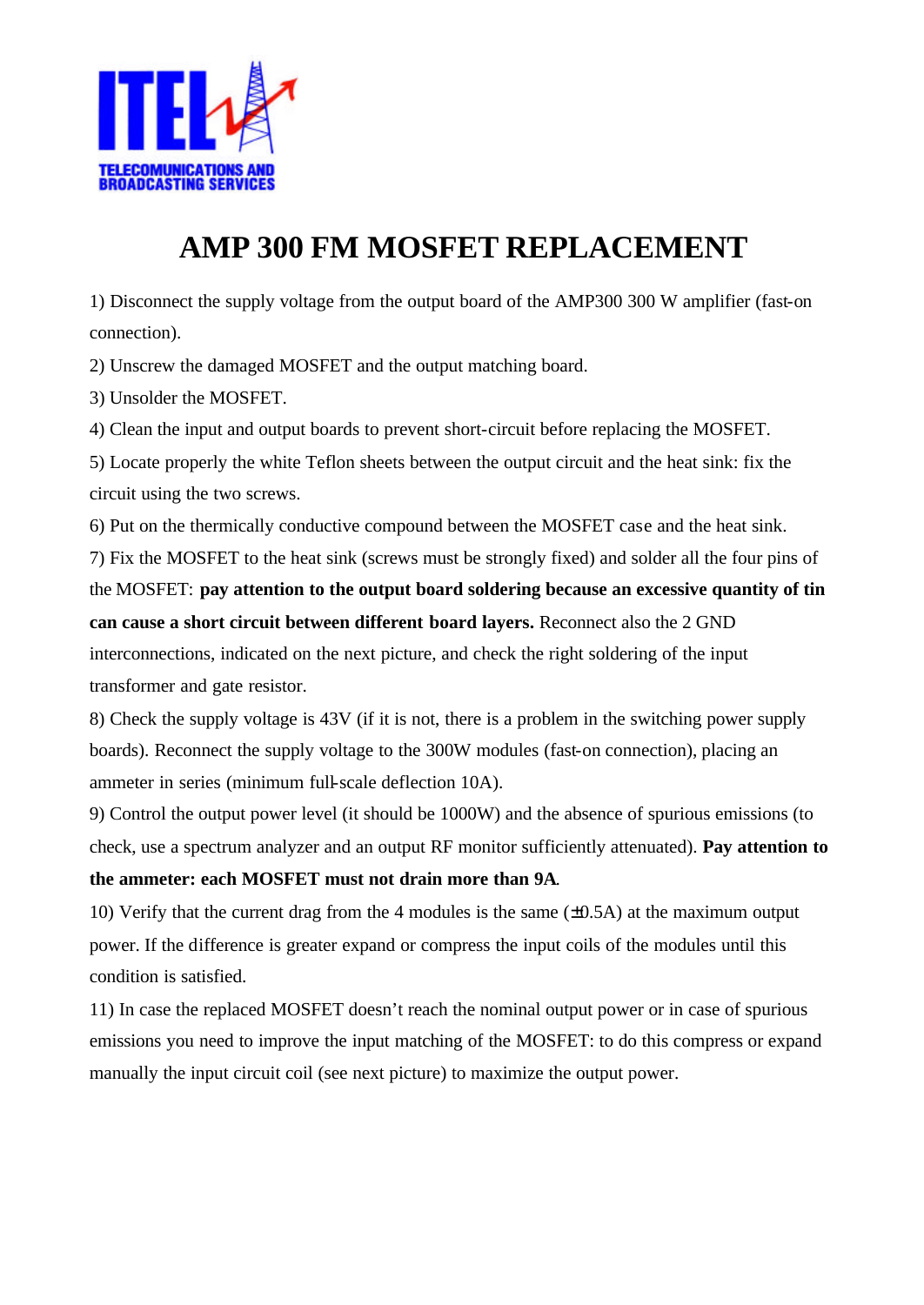ITEL

TELECOMUNICATIONS AND BROADCASTING SERVICES

# AMP 300 FM MOSFET REPLACEMENT

1) Disconnect the supply voltage from the output board of the AMP300 300 W amplifier (fast-on connection).

2) Unscrew the damaged MOSFET and the output matching board.

3) Unsolder the MOSFET.

4) Clean the input and output boards to prevent short-circuit before replacing the MOSFET.

5) Locate properly the white Teflon sheets between the output circuit and the heat sink: fix the circuit using the two screws.

6) Put on the thermically conductive compound between the MOSFET case and the heat sink.

7) Fix the MOSFET to the heat sink (screws must be strongly fixed) and solder all the four pins of the MOSFET: **pay attention to the output board soldering because an excessive quantity of tin can cause a short circuit between different board layers.** Reconnect also the 2 GND interconnections, indicated on the next picture, and check the right soldering of the input transformer and gate resistor.

8) Check the supply voltage is 43V (if it is not, there is a problem in the switching power supply boards). Reconnect the supply voltage to the 300W modules (fast-on connection), placing an ammeter in series (minimum full-scale deflection 10A).

9) Control the output power level (it should be 1000W) and the absence of spurious emissions (to check, use a spectrum analyzer and an output RF monitor sufficiently attenuated). **Pay attention to the ammeter: each MOSFET must not drain more than 9A**.

10) Verify that the current drag from the 4 modules is the same (±0.5A) at the maximum output power. If the difference is greater expand or compress the input coils of the modules until this condition is satisfied.

11) In case the replaced MOSFET doesn't reach the nominal output power or in case of spurious emissions you need to improve the input matching of the MOSFET: to do this compress or expand manually the input circuit coil (see next picture) to maximize the output power.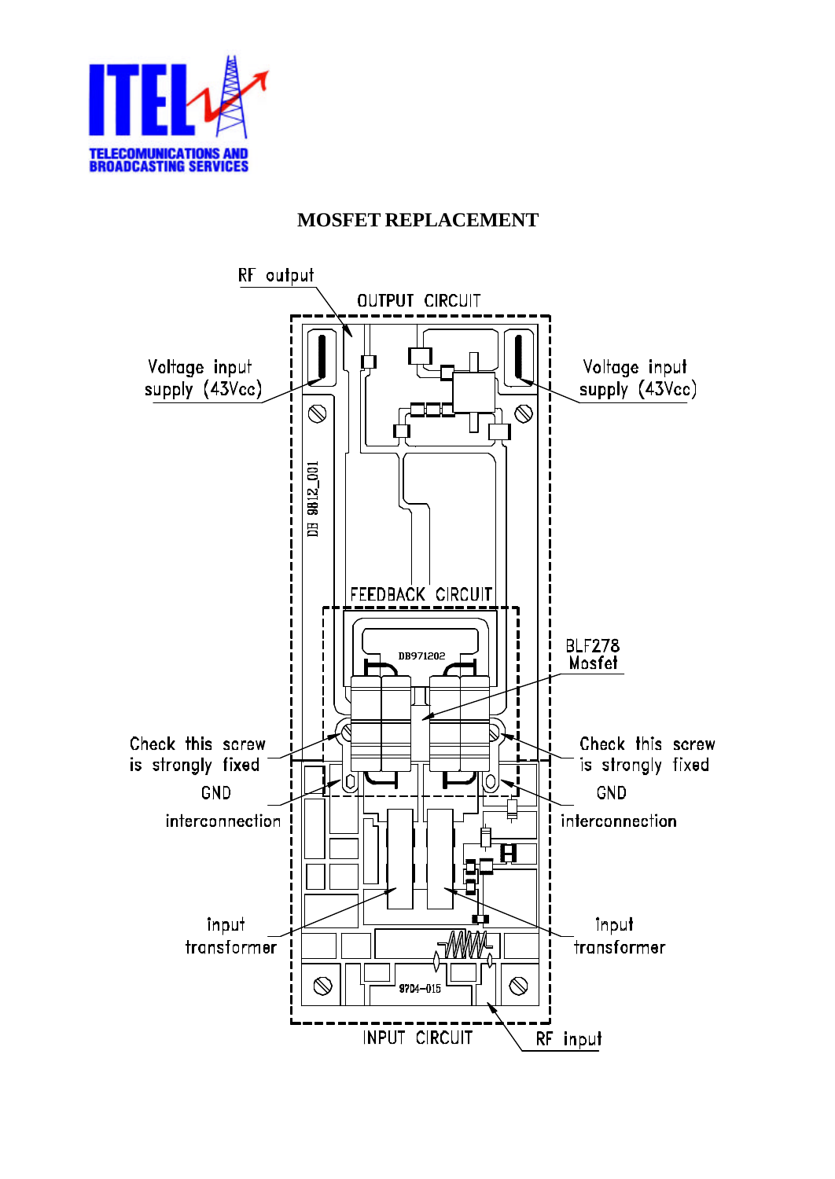# MOSFET REPLACEMENT

RF output

OUTPUT CIRCUIT

Voltage input supply (43Vcc)

Voltage input supply (43Vcc)

DB 9812_001

FEEDBACK CIRCUIT

DB971202

BLF278 Mosfet

Check this screw is strongly fixed

Check this screw is strongly fixed

GND interconnection

GND interconnection

input transformer

input transformer

9704-015

INPUT CIRCUIT

RF input